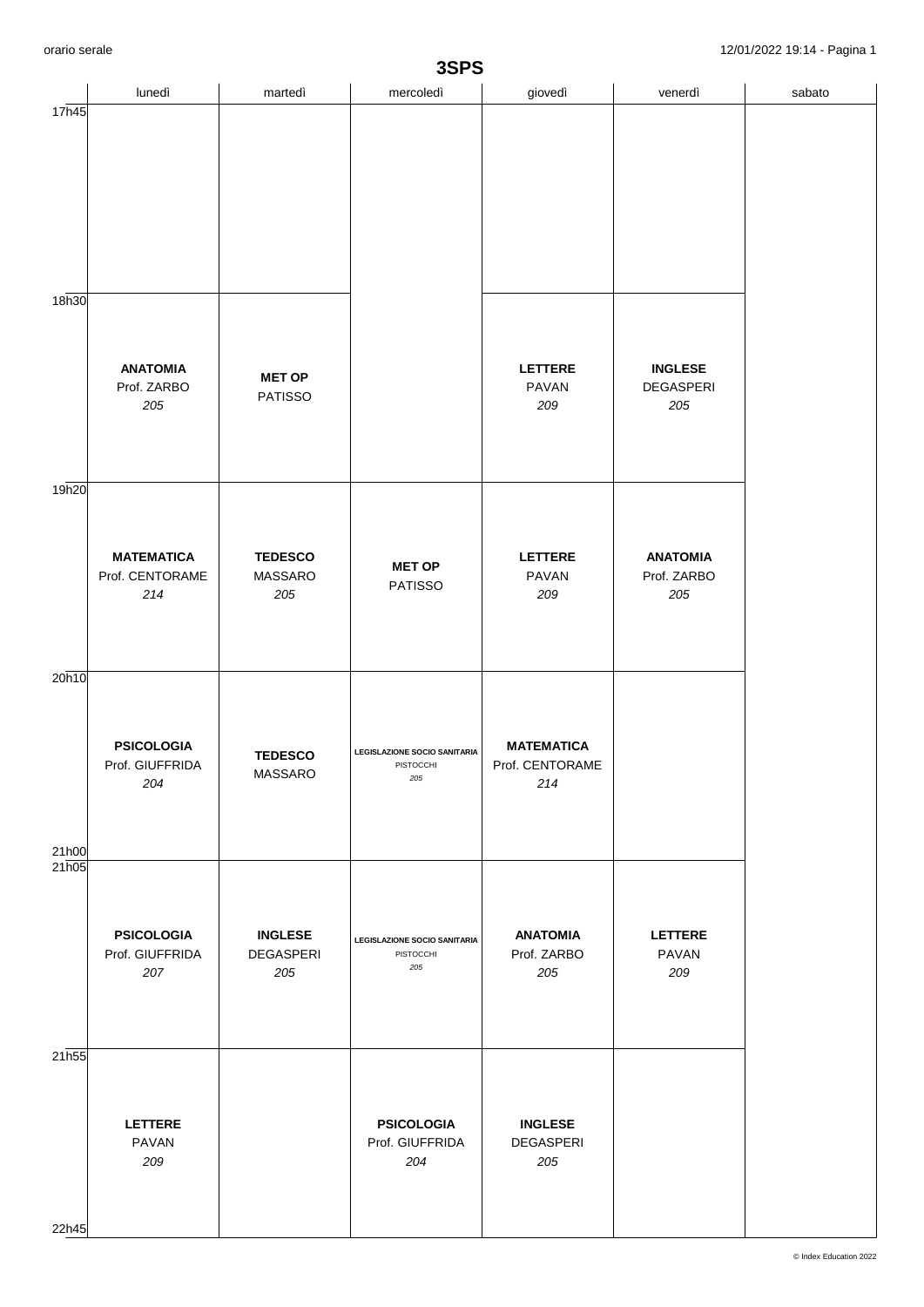# 3SPS

| | lunedì | martedì | mercoledì | giovedì | venerdì | sabato |
|---|---|---|---|---|---|---|
| 17h45 | | | | | | |
| 18h30 | **ANATOMIA** Prof. ZARBO *205* | **MET OP** PATISSO | | **LETTERE** PAVAN *209* | **INGLESE** DEGASPERI *205* | |
| 19h20 | **MATEMATICA** Prof. CENTORAME *214* | **TEDESCO** MASSARO *205* | **MET OP** PATISSO | **LETTERE** PAVAN *209* | **ANATOMIA** Prof. ZARBO *205* | |
| 20h10 | **PSICOLOGIA** Prof. GIUFFRIDA *204* | **TEDESCO** MASSARO | **LEGISLAZIONE SOCIO SANITARIA** PISTOCCHI *205* | **MATEMATICA** Prof. CENTORAME *214* | | |
| 21h05 | **PSICOLOGIA** Prof. GIUFFRIDA *207* | **INGLESE** DEGASPERI *205* | **LEGISLAZIONE SOCIO SANITARIA** PISTOCCHI *205* | **ANATOMIA** Prof. ZARBO *205* | **LETTERE** PAVAN *209* | |
| 21h55 | **LETTERE** PAVAN *209* | | **PSICOLOGIA** Prof. GIUFFRIDA *204* | **INGLESE** DEGASPERI *205* | | |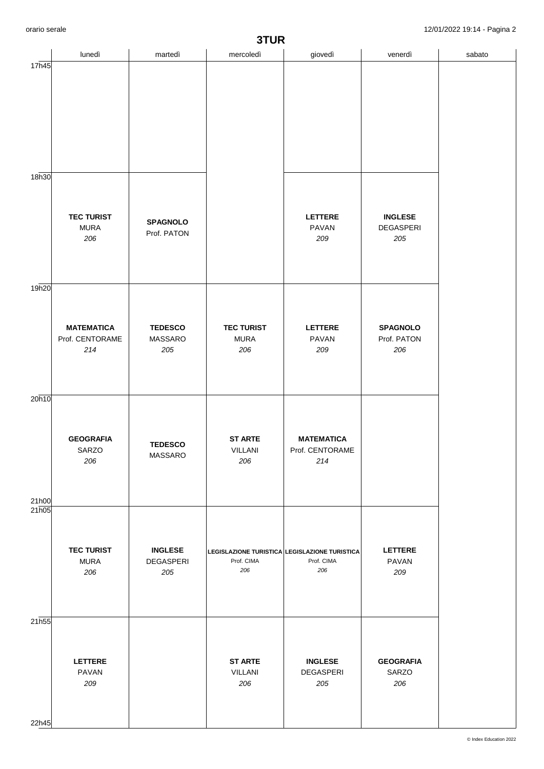# 3TUR

| | lunedì | martedì | mercoledì | giovedì | venerdì | sabato |
|---|---|---|---|---|---|---|
| 17h45 | | | | | | |
| 18h30 | **TEC TURIST** MURA *206* | **SPAGNOLO** Prof. PATON | | **LETTERE** PAVAN *209* | **INGLESE** DEGASPERI *205* | |
| 19h20 | **MATEMATICA** Prof. CENTORAME *214* | **TEDESCO** MASSARO *205* | **TEC TURIST** MURA *206* | **LETTERE** PAVAN *209* | **SPAGNOLO** Prof. PATON *206* | |
| 20h10 - 21h00 | **GEOGRAFIA** SARZO *206* | **TEDESCO** MASSARO | **ST ARTE** VILLANI *206* | **MATEMATICA** Prof. CENTORAME *214* | | |
| 21h05 | **TEC TURIST** MURA *206* | **INGLESE** DEGASPERI *205* | **LEGISLAZIONE TURISTICA** Prof. CIMA *206* | **LEGISLAZIONE TURISTICA** Prof. CIMA *206* | **LETTERE** PAVAN *209* | |
| 21h55 - 22h45 | **LETTERE** PAVAN *209* | | **ST ARTE** VILLANI *206* | **INGLESE** DEGASPERI *205* | **GEOGRAFIA** SARZO *206* | |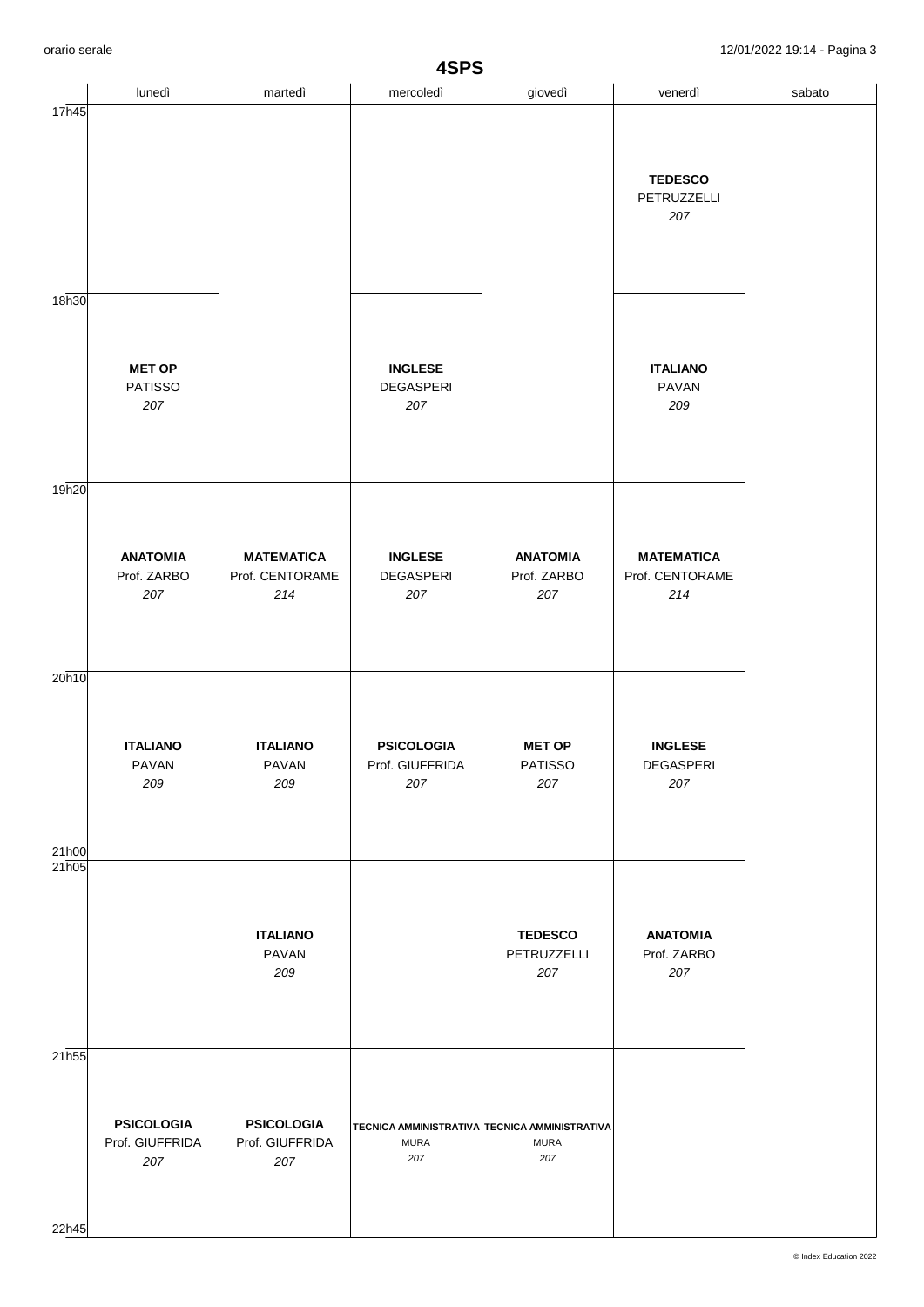# 4SPS

| | lunedì | martedì | mercoledì | giovedì | venerdì | sabato |
|---|---|---|---|---|---|---|
| 17h45 | | | | | **TEDESCO** PETRUZZELLI *207* | |
| 18h30 | **MET OP** PATISSO *207* | | **INGLESE** DEGASPERI *207* | | **ITALIANO** PAVAN *209* | |
| 19h20 | **ANATOMIA** Prof. ZARBO *207* | **MATEMATICA** Prof. CENTORAME *214* | **INGLESE** DEGASPERI *207* | **ANATOMIA** Prof. ZARBO *207* | **MATEMATICA** Prof. CENTORAME *214* | |
| 20h10 - 21h00 | **ITALIANO** PAVAN *209* | **ITALIANO** PAVAN *209* | **PSICOLOGIA** Prof. GIUFFRIDA *207* | **MET OP** PATISSO *207* | **INGLESE** DEGASPERI *207* | |
| 21h05 | | **ITALIANO** PAVAN *209* | | **TEDESCO** PETRUZZELLI *207* | **ANATOMIA** Prof. ZARBO *207* | |
| 21h55 - 22h45 | **PSICOLOGIA** Prof. GIUFFRIDA *207* | **PSICOLOGIA** Prof. GIUFFRIDA *207* | **TECNICA AMMINISTRATIVA** MURA *207* | **TECNICA AMMINISTRATIVA** MURA *207* | | |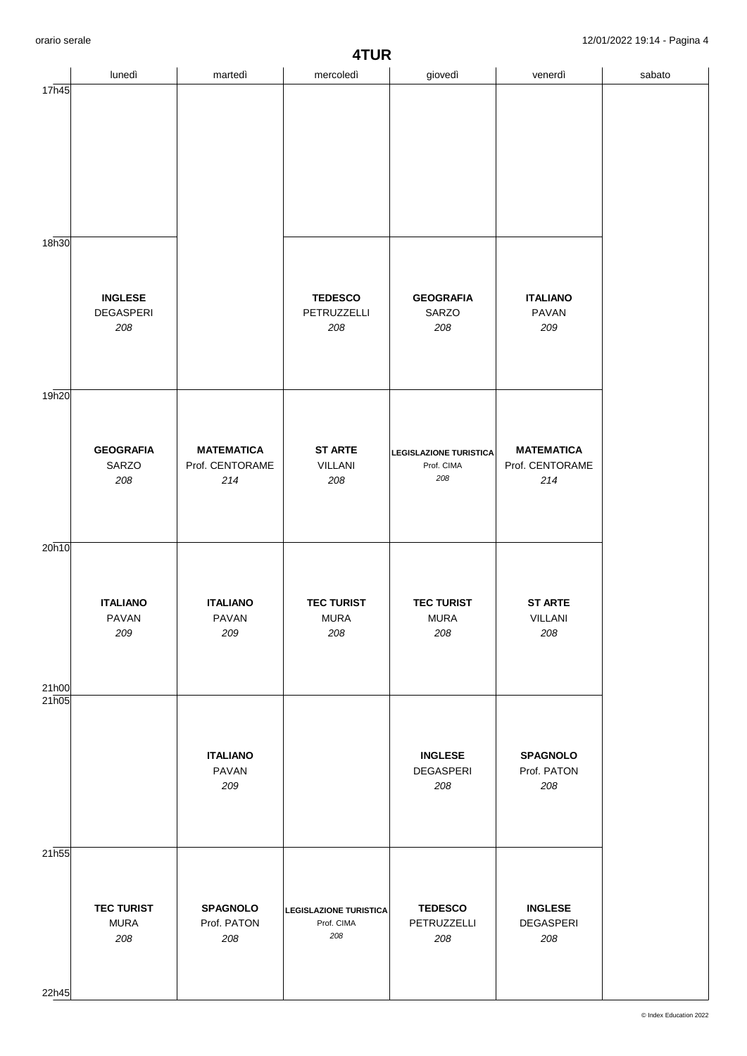# 4TUR

| | lunedì | martedì | mercoledì | giovedì | venerdì | sabato |
|---|---|---|---|---|---|---|
| 17h45 | | | | | | |
| 18h30 | **INGLESE** DEGASPERI *208* | | **TEDESCO** PETRUZZELLI *208* | **GEOGRAFIA** SARZO *208* | **ITALIANO** PAVAN *209* | |
| 19h20 | **GEOGRAFIA** SARZO *208* | **MATEMATICA** Prof. CENTORAME *214* | **ST ARTE** VILLANI *208* | **LEGISLAZIONE TURISTICA** Prof. CIMA *208* | **MATEMATICA** Prof. CENTORAME *214* | |
| 20h10 - 21h00 | **ITALIANO** PAVAN *209* | **ITALIANO** PAVAN *209* | **TEC TURIST** MURA *208* | **TEC TURIST** MURA *208* | **ST ARTE** VILLANI *208* | |
| 21h05 | | **ITALIANO** PAVAN *209* | | **INGLESE** DEGASPERI *208* | **SPAGNOLO** Prof. PATON *208* | |
| 21h55 - 22h45 | **TEC TURIST** MURA *208* | **SPAGNOLO** Prof. PATON *208* | **LEGISLAZIONE TURISTICA** Prof. CIMA *208* | **TEDESCO** PETRUZZELLI *208* | **INGLESE** DEGASPERI *208* | |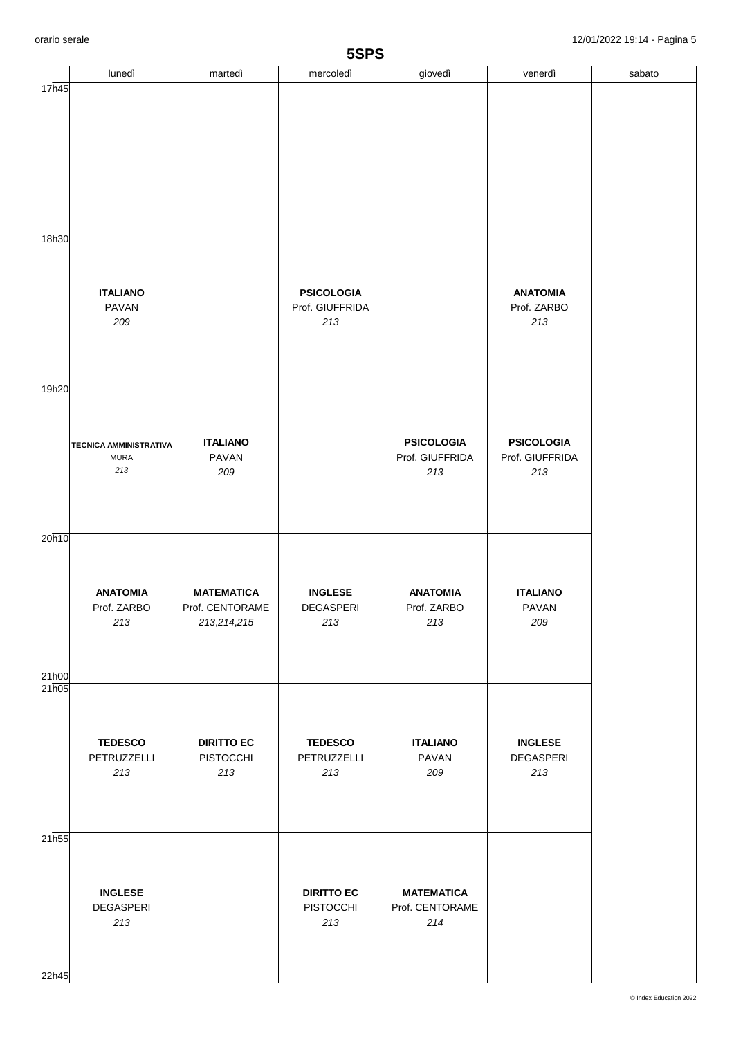# 5SPS

| | lunedì | martedì | mercoledì | giovedì | venerdì | sabato |
|---|---|---|---|---|---|---|
| 17h45 | | | | | | |
| 18h30 | **ITALIANO** PAVAN *209* | | **PSICOLOGIA** Prof. GIUFFRIDA *213* | | **ANATOMIA** Prof. ZARBO *213* | |
| 19h20 | **TECNICA AMMINISTRATIVA** MURA *213* | **ITALIANO** PAVAN *209* | | **PSICOLOGIA** Prof. GIUFFRIDA *213* | **PSICOLOGIA** Prof. GIUFFRIDA *213* | |
| 20h10 - 21h00 | **ANATOMIA** Prof. ZARBO *213* | **MATEMATICA** Prof. CENTORAME *213,214,215* | **INGLESE** DEGASPERI *213* | **ANATOMIA** Prof. ZARBO *213* | **ITALIANO** PAVAN *209* | |
| 21h05 | **TEDESCO** PETRUZZELLI *213* | **DIRITTO EC** PISTOCCHI *213* | **TEDESCO** PETRUZZELLI *213* | **ITALIANO** PAVAN *209* | **INGLESE** DEGASPERI *213* | |
| 21h55 - 22h45 | **INGLESE** DEGASPERI *213* | | **DIRITTO EC** PISTOCCHI *213* | **MATEMATICA** Prof. CENTORAME *214* | | |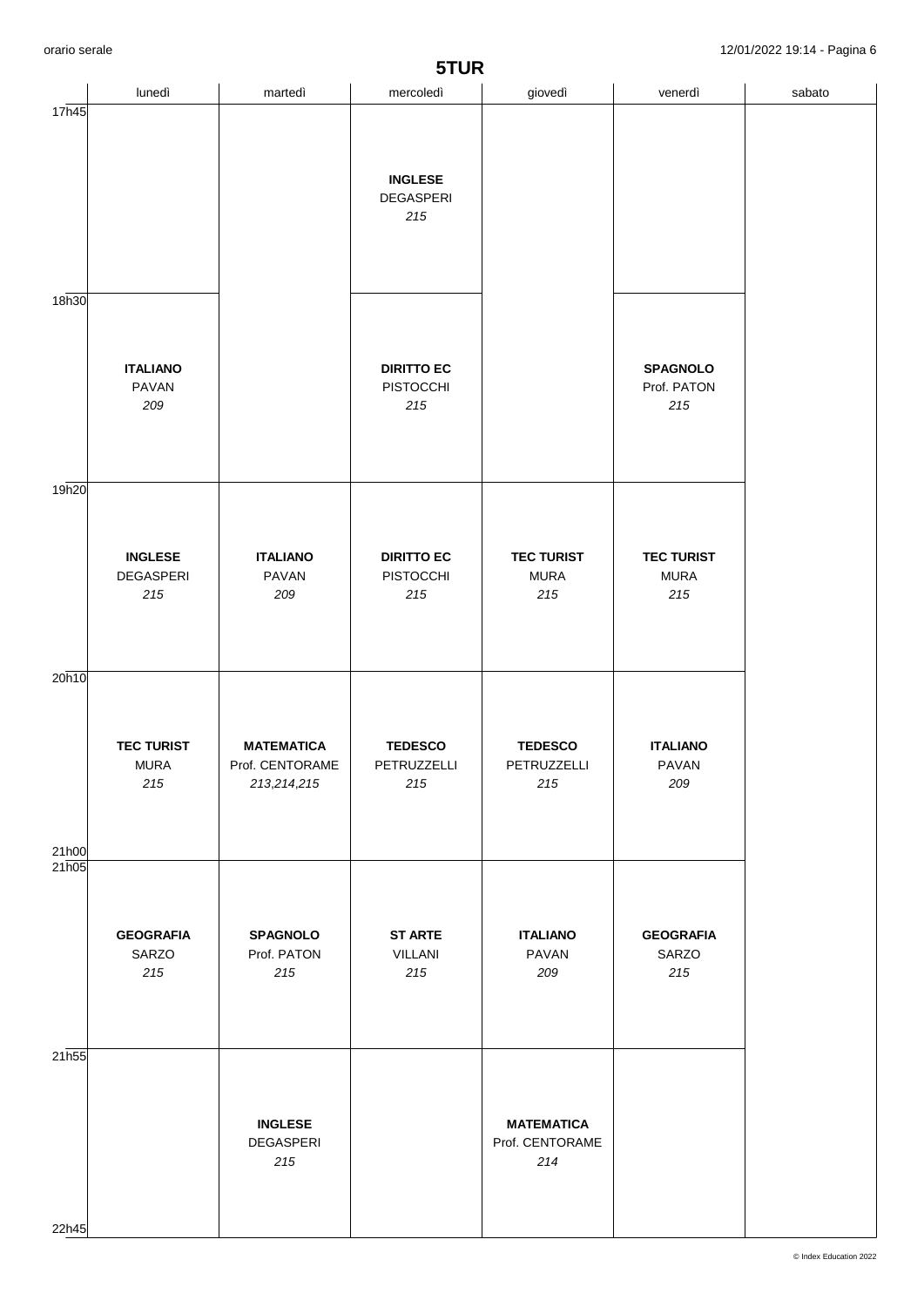# 5TUR

| | lunedì | martedì | mercoledì | giovedì | venerdì | sabato |
|---|---|---|---|---|---|---|
| 17h45 | | | **INGLESE** DEGASPERI *215* | | | |
| 18h30 | **ITALIANO** PAVAN *209* | | **DIRITTO EC** PISTOCCHI *215* | | **SPAGNOLO** Prof. PATON *215* | |
| 19h20 | **INGLESE** DEGASPERI *215* | **ITALIANO** PAVAN *209* | **DIRITTO EC** PISTOCCHI *215* | **TEC TURIST** MURA *215* | **TEC TURIST** MURA *215* | |
| 20h10 - 21h00 | **TEC TURIST** MURA *215* | **MATEMATICA** Prof. CENTORAME *213,214,215* | **TEDESCO** PETRUZZELLI *215* | **TEDESCO** PETRUZZELLI *215* | **ITALIANO** PAVAN *209* | |
| 21h05 | **GEOGRAFIA** SARZO *215* | **SPAGNOLO** Prof. PATON *215* | **ST ARTE** VILLANI *215* | **ITALIANO** PAVAN *209* | **GEOGRAFIA** SARZO *215* | |
| 21h55 - 22h45 | | **INGLESE** DEGASPERI *215* | | **MATEMATICA** Prof. CENTORAME *214* | | |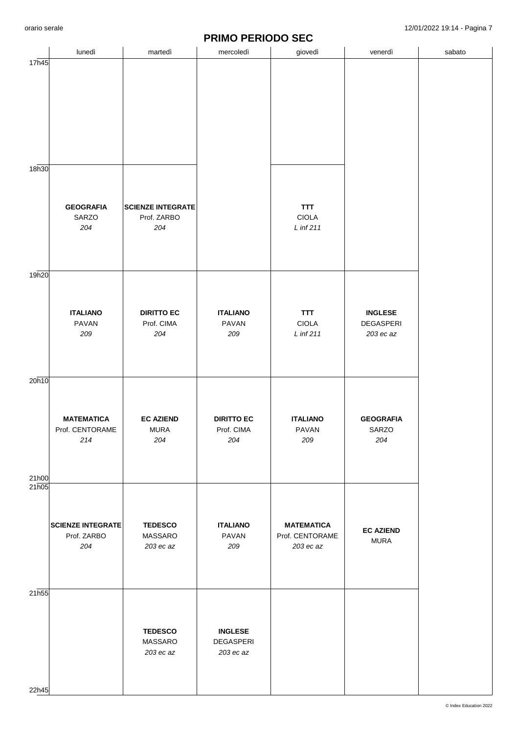## PRIMO PERIODO SEC

| | lunedì | martedì | mercoledì | giovedì | venerdì | sabato |
|---|---|---|---|---|---|---|
| 17h45 | | | | | | |
| 18h30 | **GEOGRAFIA**<br>SARZO<br>*204* | **SCIENZE INTEGRATE**<br>Prof. ZARBO<br>*204* | | **TTT**<br>CIOLA<br>*L inf 211* | | |
| 19h20 | **ITALIANO**<br>PAVAN<br>*209* | **DIRITTO EC**<br>Prof. CIMA<br>*204* | **ITALIANO**<br>PAVAN<br>*209* | **TTT**<br>CIOLA<br>*L inf 211* | **INGLESE**<br>DEGASPERI<br>*203 ec az* | |
| 20h10 - 21h00 | **MATEMATICA**<br>Prof. CENTORAME<br>*214* | **EC AZIEND**<br>MURA<br>*204* | **DIRITTO EC**<br>Prof. CIMA<br>*204* | **ITALIANO**<br>PAVAN<br>*209* | **GEOGRAFIA**<br>SARZO<br>*204* | |
| 21h05 | **SCIENZE INTEGRATE**<br>Prof. ZARBO<br>*204* | **TEDESCO**<br>MASSARO<br>*203 ec az* | **ITALIANO**<br>PAVAN<br>*209* | **MATEMATICA**<br>Prof. CENTORAME<br>*203 ec az* | **EC AZIEND**<br>MURA | |
| 21h55 - 22h45 | | **TEDESCO**<br>MASSARO<br>*203 ec az* | **INGLESE**<br>DEGASPERI<br>*203 ec az* | | | |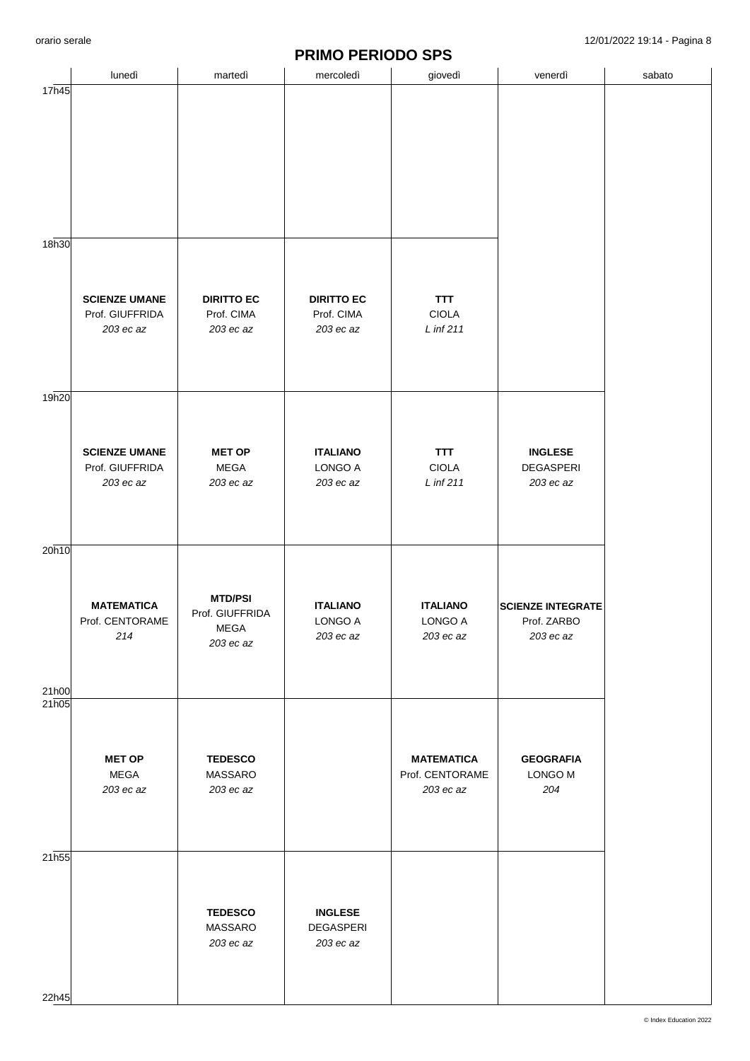## PRIMO PERIODO SPS

| | lunedì | martedì | mercoledì | giovedì | venerdì | sabato |
|---|---|---|---|---|---|---|
| 17h45 | | | | | | |
| 18h30 | **SCIENZE UMANE** Prof. GIUFFRIDA *203 ec az* | **DIRITTO EC** Prof. CIMA *203 ec az* | **DIRITTO EC** Prof. CIMA *203 ec az* | **TTT** CIOLA *L inf 211* | | |
| 19h20 | **SCIENZE UMANE** Prof. GIUFFRIDA *203 ec az* | **MET OP** MEGA *203 ec az* | **ITALIANO** LONGO A *203 ec az* | **TTT** CIOLA *L inf 211* | **INGLESE** DEGASPERI *203 ec az* | |
| 20h10 - 21h00 | **MATEMATICA** Prof. CENTORAME *214* | **MTD/PSI** Prof. GIUFFRIDA MEGA *203 ec az* | **ITALIANO** LONGO A *203 ec az* | **ITALIANO** LONGO A *203 ec az* | **SCIENZE INTEGRATE** Prof. ZARBO *203 ec az* | |
| 21h05 | **MET OP** MEGA *203 ec az* | **TEDESCO** MASSARO *203 ec az* | | **MATEMATICA** Prof. CENTORAME *203 ec az* | **GEOGRAFIA** LONGO M *204* | |
| 21h55 - 22h45 | | **TEDESCO** MASSARO *203 ec az* | **INGLESE** DEGASPERI *203 ec az* | | | |